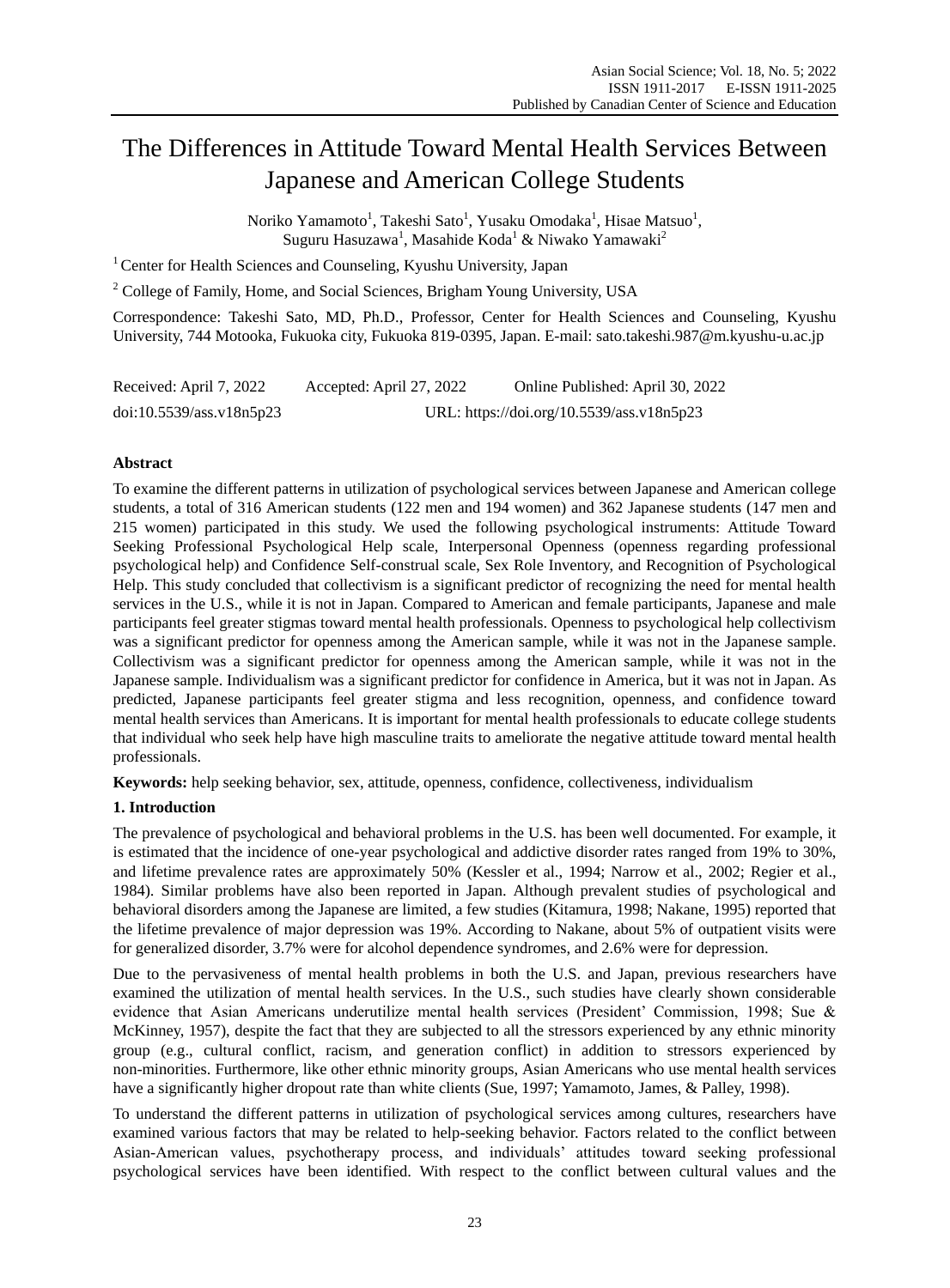# The Differences in Attitude Toward Mental Health Services Between Japanese and American College Students

Noriko Yamamoto[1], Takeshi Sato[1], Yusaku Omodaka[1], Hisae Matsuo[1], Suguru Hasuzawa[1], Masahide Koda[1] & Niwako Yamawaki[2]

[1] Center for Health Sciences and Counseling, Kyushu University, Japan

[2] College of Family, Home, and Social Sciences, Brigham Young University, USA

Correspondence: Takeshi Sato, MD, Ph.D., Professor, Center for Health Sciences and Counseling, Kyushu University, 744 Motooka, Fukuoka city, Fukuoka 819-0395, Japan. E-mail: sato.takeshi.987@m.kyushu-u.ac.jp

Received: April 7, 2022 Accepted: April 27, 2022 Online Published: April 30, 2022

doi:10.5539/ass.v18n5p23 URL: https://doi.org/10.5539/ass.v18n5p23

## Abstract

To examine the different patterns in utilization of psychological services between Japanese and American college students, a total of 316 American students (122 men and 194 women) and 362 Japanese students (147 men and 215 women) participated in this study. We used the following psychological instruments: Attitude Toward Seeking Professional Psychological Help scale, Interpersonal Openness (openness regarding professional psychological help) and Confidence Self-construal scale, Sex Role Inventory, and Recognition of Psychological Help. This study concluded that collectivism is a significant predictor of recognizing the need for mental health services in the U.S., while it is not in Japan. Compared to American and female participants, Japanese and male participants feel greater stigmas toward mental health professionals. Openness to psychological help collectivism was a significant predictor for openness among the American sample, while it was not in the Japanese sample. Collectivism was a significant predictor for openness among the American sample, while it was not in the Japanese sample. Individualism was a significant predictor for confidence in America, but it was not in Japan. As predicted, Japanese participants feel greater stigma and less recognition, openness, and confidence toward mental health services than Americans. It is important for mental health professionals to educate college students that individual who seek help have high masculine traits to ameliorate the negative attitude toward mental health professionals.

**Keywords:** help seeking behavior, sex, attitude, openness, confidence, collectiveness, individualism

## 1. Introduction

The prevalence of psychological and behavioral problems in the U.S. has been well documented. For example, it is estimated that the incidence of one-year psychological and addictive disorder rates ranged from 19% to 30%, and lifetime prevalence rates are approximately 50% (Kessler et al., 1994; Narrow et al., 2002; Regier et al., 1984). Similar problems have also been reported in Japan. Although prevalent studies of psychological and behavioral disorders among the Japanese are limited, a few studies (Kitamura, 1998; Nakane, 1995) reported that the lifetime prevalence of major depression was 19%. According to Nakane, about 5% of outpatient visits were for generalized disorder, 3.7% were for alcohol dependence syndromes, and 2.6% were for depression.

Due to the pervasiveness of mental health problems in both the U.S. and Japan, previous researchers have examined the utilization of mental health services. In the U.S., such studies have clearly shown considerable evidence that Asian Americans underutilize mental health services (President' Commission, 1998; Sue & McKinney, 1957), despite the fact that they are subjected to all the stressors experienced by any ethnic minority group (e.g., cultural conflict, racism, and generation conflict) in addition to stressors experienced by non-minorities. Furthermore, like other ethnic minority groups, Asian Americans who use mental health services have a significantly higher dropout rate than white clients (Sue, 1997; Yamamoto, James, & Palley, 1998).

To understand the different patterns in utilization of psychological services among cultures, researchers have examined various factors that may be related to help-seeking behavior. Factors related to the conflict between Asian-American values, psychotherapy process, and individuals' attitudes toward seeking professional psychological services have been identified. With respect to the conflict between cultural values and the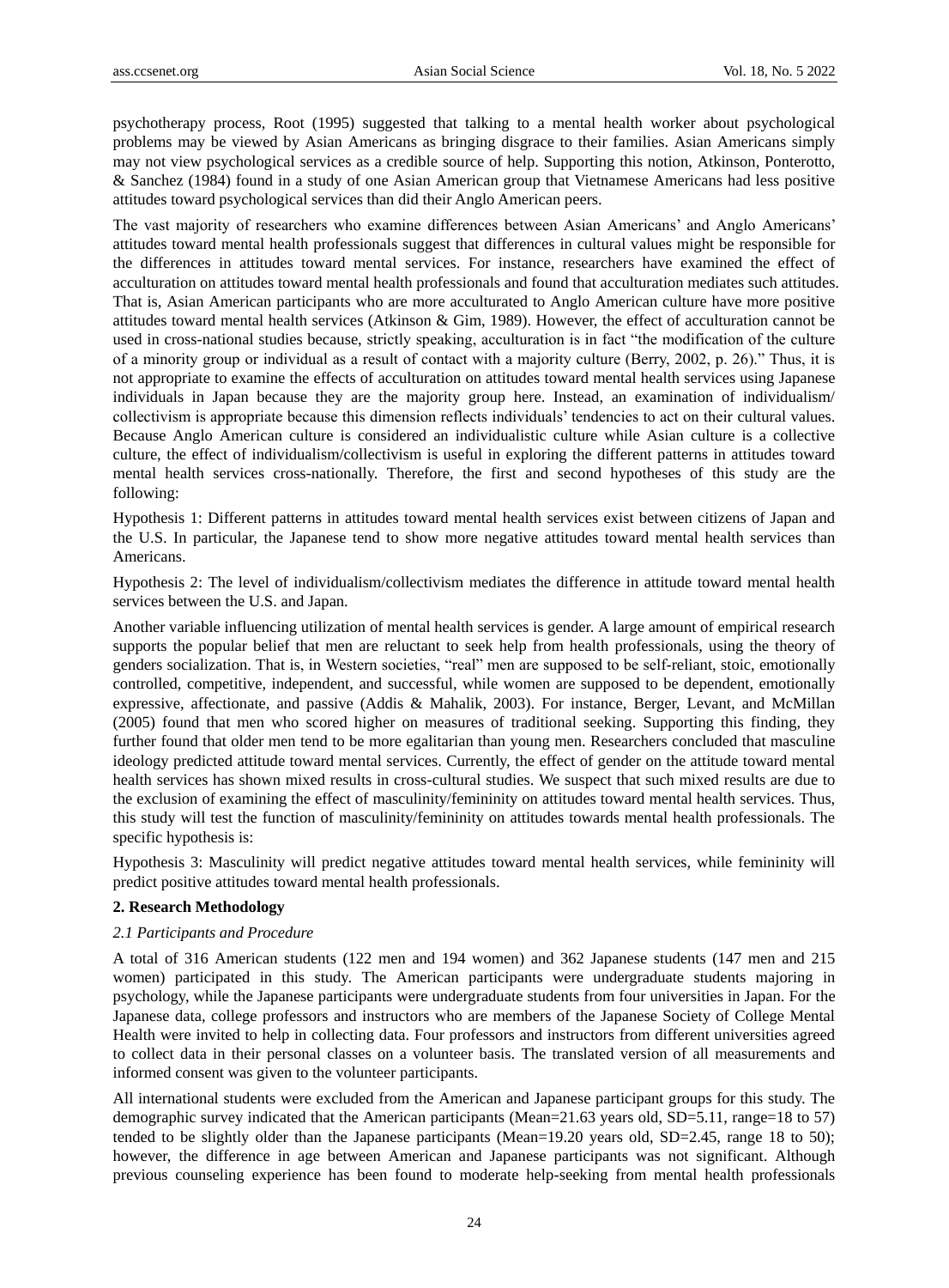psychotherapy process, Root (1995) suggested that talking to a mental health worker about psychological problems may be viewed by Asian Americans as bringing disgrace to their families. Asian Americans simply may not view psychological services as a credible source of help. Supporting this notion, Atkinson, Ponterotto, & Sanchez (1984) found in a study of one Asian American group that Vietnamese Americans had less positive attitudes toward psychological services than did their Anglo American peers.

The vast majority of researchers who examine differences between Asian Americans' and Anglo Americans' attitudes toward mental health professionals suggest that differences in cultural values might be responsible for the differences in attitudes toward mental services. For instance, researchers have examined the effect of acculturation on attitudes toward mental health professionals and found that acculturation mediates such attitudes. That is, Asian American participants who are more acculturated to Anglo American culture have more positive attitudes toward mental health services (Atkinson & Gim, 1989). However, the effect of acculturation cannot be used in cross-national studies because, strictly speaking, acculturation is in fact "the modification of the culture of a minority group or individual as a result of contact with a majority culture (Berry, 2002, p. 26)." Thus, it is not appropriate to examine the effects of acculturation on attitudes toward mental health services using Japanese individuals in Japan because they are the majority group here. Instead, an examination of individualism/ collectivism is appropriate because this dimension reflects individuals' tendencies to act on their cultural values. Because Anglo American culture is considered an individualistic culture while Asian culture is a collective culture, the effect of individualism/collectivism is useful in exploring the different patterns in attitudes toward mental health services cross-nationally. Therefore, the first and second hypotheses of this study are the following:

Hypothesis 1: Different patterns in attitudes toward mental health services exist between citizens of Japan and the U.S. In particular, the Japanese tend to show more negative attitudes toward mental health services than Americans.

Hypothesis 2: The level of individualism/collectivism mediates the difference in attitude toward mental health services between the U.S. and Japan.

Another variable influencing utilization of mental health services is gender. A large amount of empirical research supports the popular belief that men are reluctant to seek help from health professionals, using the theory of genders socialization. That is, in Western societies, "real" men are supposed to be self-reliant, stoic, emotionally controlled, competitive, independent, and successful, while women are supposed to be dependent, emotionally expressive, affectionate, and passive (Addis & Mahalik, 2003). For instance, Berger, Levant, and McMillan (2005) found that men who scored higher on measures of traditional seeking. Supporting this finding, they further found that older men tend to be more egalitarian than young men. Researchers concluded that masculine ideology predicted attitude toward mental services. Currently, the effect of gender on the attitude toward mental health services has shown mixed results in cross-cultural studies. We suspect that such mixed results are due to the exclusion of examining the effect of masculinity/femininity on attitudes toward mental health services. Thus, this study will test the function of masculinity/femininity on attitudes towards mental health professionals. The specific hypothesis is:

Hypothesis 3: Masculinity will predict negative attitudes toward mental health services, while femininity will predict positive attitudes toward mental health professionals.

## 2. Research Methodology

### *2.1 Participants and Procedure*

A total of 316 American students (122 men and 194 women) and 362 Japanese students (147 men and 215 women) participated in this study. The American participants were undergraduate students majoring in psychology, while the Japanese participants were undergraduate students from four universities in Japan. For the Japanese data, college professors and instructors who are members of the Japanese Society of College Mental Health were invited to help in collecting data. Four professors and instructors from different universities agreed to collect data in their personal classes on a volunteer basis. The translated version of all measurements and informed consent was given to the volunteer participants.

All international students were excluded from the American and Japanese participant groups for this study. The demographic survey indicated that the American participants (Mean=21.63 years old, SD=5.11, range=18 to 57) tended to be slightly older than the Japanese participants (Mean=19.20 years old, SD=2.45, range 18 to 50); however, the difference in age between American and Japanese participants was not significant. Although previous counseling experience has been found to moderate help-seeking from mental health professionals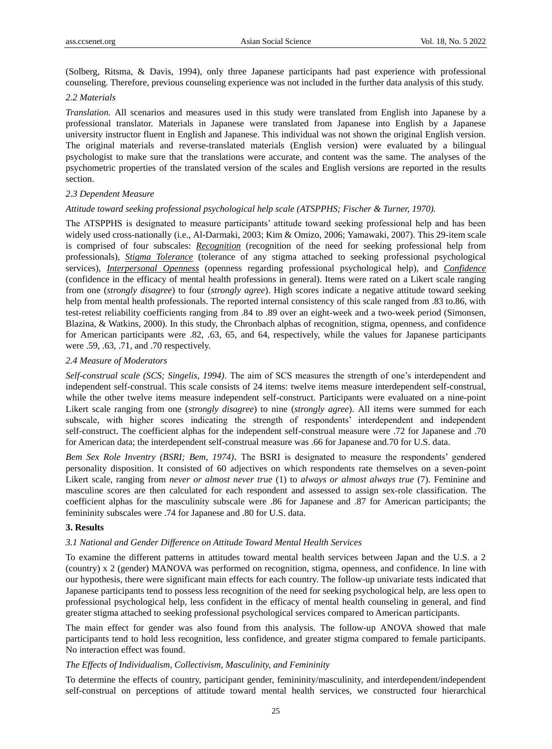(Solberg, Ritsma, & Davis, 1994), only three Japanese participants had past experience with professional counseling. Therefore, previous counseling experience was not included in the further data analysis of this study.

### 2.2 Materials

*Translation.* All scenarios and measures used in this study were translated from English into Japanese by a professional translator. Materials in Japanese were translated from Japanese into English by a Japanese university instructor fluent in English and Japanese. This individual was not shown the original English version. The original materials and reverse-translated materials (English version) were evaluated by a bilingual psychologist to make sure that the translations were accurate, and content was the same. The analyses of the psychometric properties of the translated version of the scales and English versions are reported in the results section.

### 2.3 Dependent Measure

*Attitude toward seeking professional psychological help scale (ATSPPHS; Fischer & Turner, 1970).*

The ATSPPHS is designated to measure participants' attitude toward seeking professional help and has been widely used cross-nationally (i.e., Al-Darmaki, 2003; Kim & Omizo, 2006; Yamawaki, 2007). This 29-item scale is comprised of four subscales: ***Recognition*** (recognition of the need for seeking professional help from professionals), ***Stigma Tolerance*** (tolerance of any stigma attached to seeking professional psychological services), ***Interpersonal Openness*** (openness regarding professional psychological help), and ***Confidence*** (confidence in the efficacy of mental health professions in general). Items were rated on a Likert scale ranging from one (*strongly disagree*) to four (*strongly agree*). High scores indicate a negative attitude toward seeking help from mental health professionals. The reported internal consistency of this scale ranged from .83 to.86, with test-retest reliability coefficients ranging from .84 to .89 over an eight-week and a two-week period (Simonsen, Blazina, & Watkins, 2000). In this study, the Chronbach alphas of recognition, stigma, openness, and confidence for American participants were .82, .63, 65, and 64, respectively, while the values for Japanese participants were .59, .63, .71, and .70 respectively.

### 2.4 Measure of Moderators

*Self-construal scale (SCS; Singelis, 1994)*. The aim of SCS measures the strength of one's interdependent and independent self-construal. This scale consists of 24 items: twelve items measure interdependent self-construal, while the other twelve items measure independent self-construct. Participants were evaluated on a nine-point Likert scale ranging from one (*strongly disagree*) to nine (*strongly agree*). All items were summed for each subscale, with higher scores indicating the strength of respondents' interdependent and independent self-construct. The coefficient alphas for the independent self-construal measure were .72 for Japanese and .70 for American data; the interdependent self-construal measure was .66 for Japanese and.70 for U.S. data.

*Bem Sex Role Inventry (BSRI; Bem, 1974)*. The BSRI is designated to measure the respondents' gendered personality disposition. It consisted of 60 adjectives on which respondents rate themselves on a seven-point Likert scale, ranging from *never or almost never true* (1) to *always or almost always true* (7). Feminine and masculine scores are then calculated for each respondent and assessed to assign sex-role classification. The coefficient alphas for the masculinity subscale were .86 for Japanese and .87 for American participants; the femininity subscales were .74 for Japanese and .80 for U.S. data.

## 3. Results

### 3.1 National and Gender Difference on Attitude Toward Mental Health Services

To examine the different patterns in attitudes toward mental health services between Japan and the U.S. a 2 (country) x 2 (gender) MANOVA was performed on recognition, stigma, openness, and confidence. In line with our hypothesis, there were significant main effects for each country. The follow-up univariate tests indicated that Japanese participants tend to possess less recognition of the need for seeking psychological help, are less open to professional psychological help, less confident in the efficacy of mental health counseling in general, and find greater stigma attached to seeking professional psychological services compared to American participants.

The main effect for gender was also found from this analysis. The follow-up ANOVA showed that male participants tend to hold less recognition, less confidence, and greater stigma compared to female participants. No interaction effect was found.

### The Effects of Individualism, Collectivism, Masculinity, and Femininity

To determine the effects of country, participant gender, femininity/masculinity, and interdependent/independent self-construal on perceptions of attitude toward mental health services, we constructed four hierarchical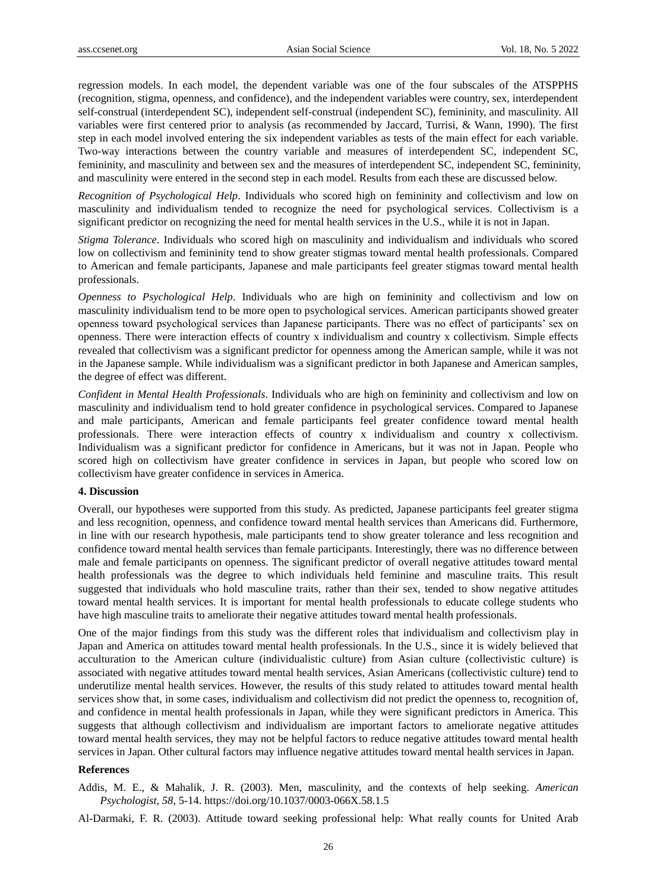regression models. In each model, the dependent variable was one of the four subscales of the ATSPPHS (recognition, stigma, openness, and confidence), and the independent variables were country, sex, interdependent self-construal (interdependent SC), independent self-construal (independent SC), femininity, and masculinity. All variables were first centered prior to analysis (as recommended by Jaccard, Turrisi, & Wann, 1990). The first step in each model involved entering the six independent variables as tests of the main effect for each variable. Two-way interactions between the country variable and measures of interdependent SC, independent SC, femininity, and masculinity and between sex and the measures of interdependent SC, independent SC, femininity, and masculinity were entered in the second step in each model. Results from each these are discussed below.

*Recognition of Psychological Help*. Individuals who scored high on femininity and collectivism and low on masculinity and individualism tended to recognize the need for psychological services. Collectivism is a significant predictor on recognizing the need for mental health services in the U.S., while it is not in Japan.

*Stigma Tolerance*. Individuals who scored high on masculinity and individualism and individuals who scored low on collectivism and femininity tend to show greater stigmas toward mental health professionals. Compared to American and female participants, Japanese and male participants feel greater stigmas toward mental health professionals.

*Openness to Psychological Help*. Individuals who are high on femininity and collectivism and low on masculinity individualism tend to be more open to psychological services. American participants showed greater openness toward psychological services than Japanese participants. There was no effect of participants' sex on openness. There were interaction effects of country x individualism and country x collectivism. Simple effects revealed that collectivism was a significant predictor for openness among the American sample, while it was not in the Japanese sample. While individualism was a significant predictor in both Japanese and American samples, the degree of effect was different.

*Confident in Mental Health Professionals*. Individuals who are high on femininity and collectivism and low on masculinity and individualism tend to hold greater confidence in psychological services. Compared to Japanese and male participants, American and female participants feel greater confidence toward mental health professionals. There were interaction effects of country x individualism and country x collectivism. Individualism was a significant predictor for confidence in Americans, but it was not in Japan. People who scored high on collectivism have greater confidence in services in Japan, but people who scored low on collectivism have greater confidence in services in America.

## 4. Discussion

Overall, our hypotheses were supported from this study. As predicted, Japanese participants feel greater stigma and less recognition, openness, and confidence toward mental health services than Americans did. Furthermore, in line with our research hypothesis, male participants tend to show greater tolerance and less recognition and confidence toward mental health services than female participants. Interestingly, there was no difference between male and female participants on openness. The significant predictor of overall negative attitudes toward mental health professionals was the degree to which individuals held feminine and masculine traits. This result suggested that individuals who hold masculine traits, rather than their sex, tended to show negative attitudes toward mental health services. It is important for mental health professionals to educate college students who have high masculine traits to ameliorate their negative attitudes toward mental health professionals.

One of the major findings from this study was the different roles that individualism and collectivism play in Japan and America on attitudes toward mental health professionals. In the U.S., since it is widely believed that acculturation to the American culture (individualistic culture) from Asian culture (collectivistic culture) is associated with negative attitudes toward mental health services, Asian Americans (collectivistic culture) tend to underutilize mental health services. However, the results of this study related to attitudes toward mental health services show that, in some cases, individualism and collectivism did not predict the openness to, recognition of, and confidence in mental health professionals in Japan, while they were significant predictors in America. This suggests that although collectivism and individualism are important factors to ameliorate negative attitudes toward mental health services, they may not be helpful factors to reduce negative attitudes toward mental health services in Japan. Other cultural factors may influence negative attitudes toward mental health services in Japan.

## References

Addis, M. E., & Mahalik, J. R. (2003). Men, masculinity, and the contexts of help seeking. *American Psychologist, 58*, 5-14. https://doi.org/10.1037/0003-066X.58.1.5

Al-Darmaki, F. R. (2003). Attitude toward seeking professional help: What really counts for United Arab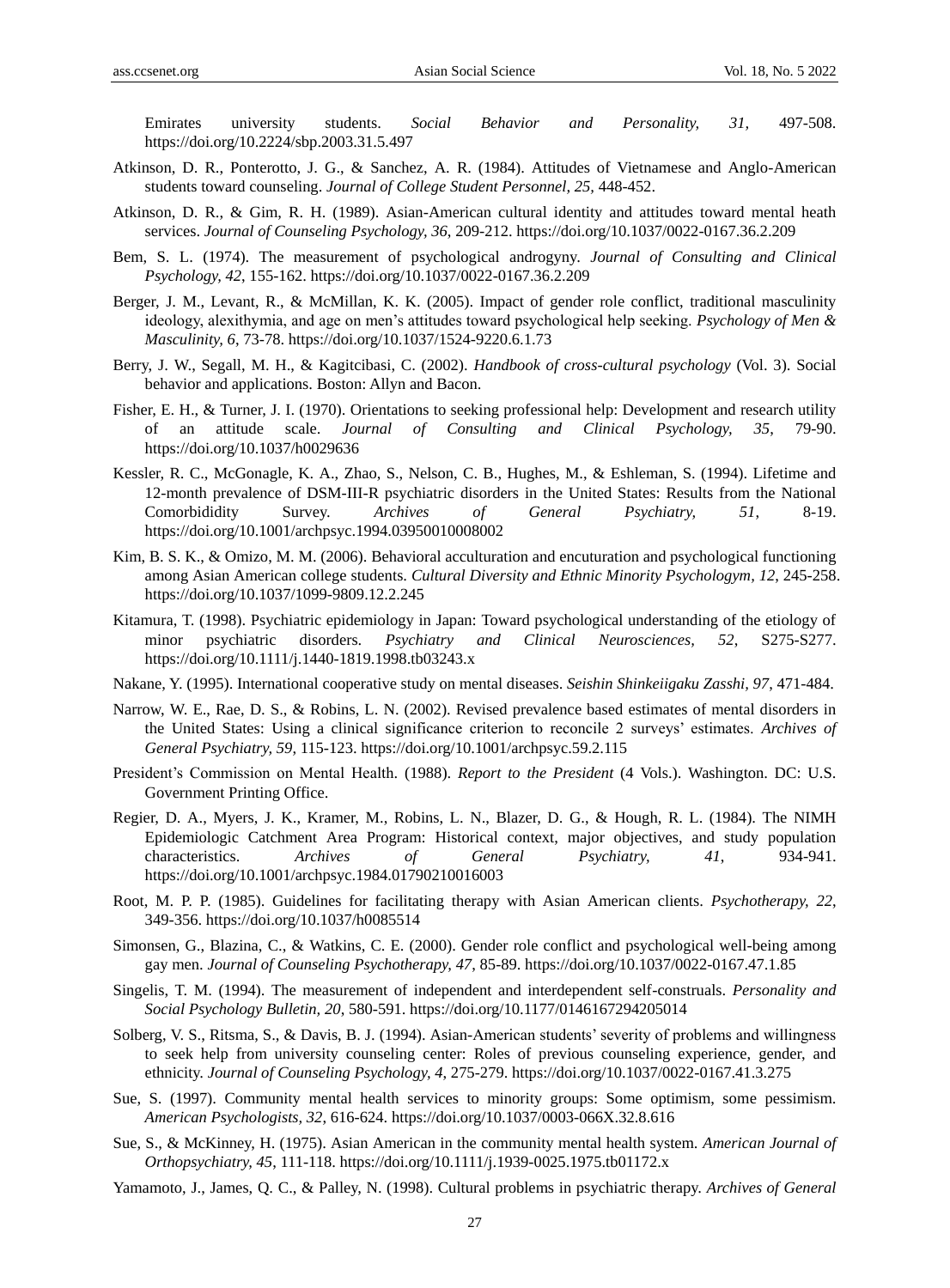Emirates university students. *Social Behavior and Personality, 31,* 497-508. https://doi.org/10.2224/sbp.2003.31.5.497

Atkinson, D. R., Ponterotto, J. G., & Sanchez, A. R. (1984). Attitudes of Vietnamese and Anglo-American students toward counseling. *Journal of College Student Personnel, 25,* 448-452.

Atkinson, D. R., & Gim, R. H. (1989). Asian-American cultural identity and attitudes toward mental heath services. *Journal of Counseling Psychology, 36*, 209-212. https://doi.org/10.1037/0022-0167.36.2.209

Bem, S. L. (1974). The measurement of psychological androgyny. *Journal of Consulting and Clinical Psychology, 42*, 155-162. https://doi.org/10.1037/0022-0167.36.2.209

Berger, J. M., Levant, R., & McMillan, K. K. (2005). Impact of gender role conflict, traditional masculinity ideology, alexithymia, and age on men's attitudes toward psychological help seeking. *Psychology of Men & Masculinity, 6*, 73-78. https://doi.org/10.1037/1524-9220.6.1.73

Berry, J. W., Segall, M. H., & Kagitcibasi, C. (2002). *Handbook of cross-cultural psychology* (Vol. 3). Social behavior and applications. Boston: Allyn and Bacon.

Fisher, E. H., & Turner, J. I. (1970). Orientations to seeking professional help: Development and research utility of an attitude scale. *Journal of Consulting and Clinical Psychology, 35*, 79-90. https://doi.org/10.1037/h0029636

Kessler, R. C., McGonagle, K. A., Zhao, S., Nelson, C. B., Hughes, M., & Eshleman, S. (1994). Lifetime and 12-month prevalence of DSM-III-R psychiatric disorders in the United States: Results from the National Comorbididity Survey. *Archives of General Psychiatry, 51*, 8-19. https://doi.org/10.1001/archpsyc.1994.03950010008002

Kim, B. S. K., & Omizo, M. M. (2006). Behavioral acculturation and encuturation and psychological functioning among Asian American college students. *Cultural Diversity and Ethnic Minority Psychologym, 12*, 245-258. https://doi.org/10.1037/1099-9809.12.2.245

Kitamura, T. (1998). Psychiatric epidemiology in Japan: Toward psychological understanding of the etiology of minor psychiatric disorders. *Psychiatry and Clinical Neurosciences, 52*, S275-S277. https://doi.org/10.1111/j.1440-1819.1998.tb03243.x

Nakane, Y. (1995). International cooperative study on mental diseases. *Seishin Shinkeiigaku Zasshi, 97*, 471-484.

Narrow, W. E., Rae, D. S., & Robins, L. N. (2002). Revised prevalence based estimates of mental disorders in the United States: Using a clinical significance criterion to reconcile 2 surveys' estimates. *Archives of General Psychiatry, 59*, 115-123. https://doi.org/10.1001/archpsyc.59.2.115

President's Commission on Mental Health. (1988). *Report to the President* (4 Vols.). Washington. DC: U.S. Government Printing Office.

Regier, D. A., Myers, J. K., Kramer, M., Robins, L. N., Blazer, D. G., & Hough, R. L. (1984). The NIMH Epidemiologic Catchment Area Program: Historical context, major objectives, and study population characteristics. *Archives of General Psychiatry, 41*, 934-941. https://doi.org/10.1001/archpsyc.1984.01790210016003

Root, M. P. P. (1985). Guidelines for facilitating therapy with Asian American clients. *Psychotherapy, 22*, 349-356. https://doi.org/10.1037/h0085514

Simonsen, G., Blazina, C., & Watkins, C. E. (2000). Gender role conflict and psychological well-being among gay men. *Journal of Counseling Psychotherapy, 47*, 85-89. https://doi.org/10.1037/0022-0167.47.1.85

Singelis, T. M. (1994). The measurement of independent and interdependent self-construals. *Personality and Social Psychology Bulletin, 20*, 580-591. https://doi.org/10.1177/0146167294205014

Solberg, V. S., Ritsma, S., & Davis, B. J. (1994). Asian-American students' severity of problems and willingness to seek help from university counseling center: Roles of previous counseling experience, gender, and ethnicity. *Journal of Counseling Psychology, 4*, 275-279. https://doi.org/10.1037/0022-0167.41.3.275

Sue, S. (1997). Community mental health services to minority groups: Some optimism, some pessimism. *American Psychologists, 32*, 616-624. https://doi.org/10.1037/0003-066X.32.8.616

Sue, S., & McKinney, H. (1975). Asian American in the community mental health system. *American Journal of Orthopsychiatry, 45*, 111-118. https://doi.org/10.1111/j.1939-0025.1975.tb01172.x

Yamamoto, J., James, Q. C., & Palley, N. (1998). Cultural problems in psychiatric therapy. *Archives of General*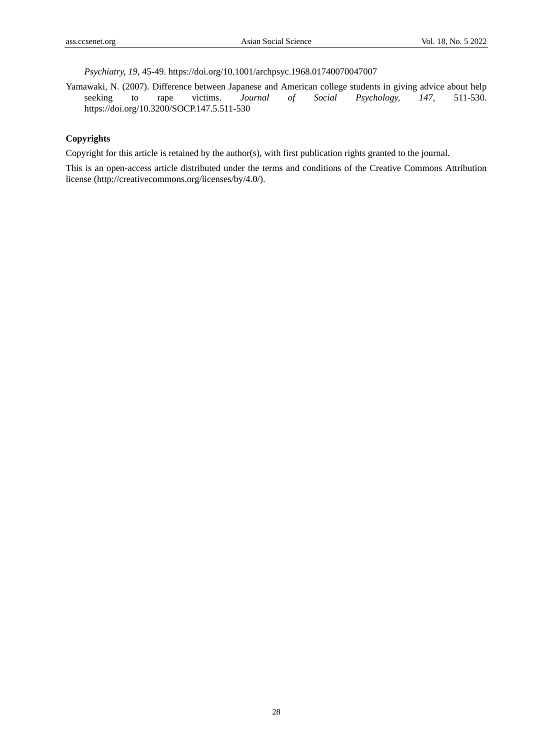*Psychiatry, 19*, 45-49. https://doi.org/10.1001/archpsyc.1968.01740070047007

Yamawaki, N. (2007). Difference between Japanese and American college students in giving advice about help seeking to rape victims. *Journal of Social Psychology, 147*, 511-530. https://doi.org/10.3200/SOCP.147.5.511-530

**Copyrights**

Copyright for this article is retained by the author(s), with first publication rights granted to the journal.

This is an open-access article distributed under the terms and conditions of the Creative Commons Attribution license (http://creativecommons.org/licenses/by/4.0/).